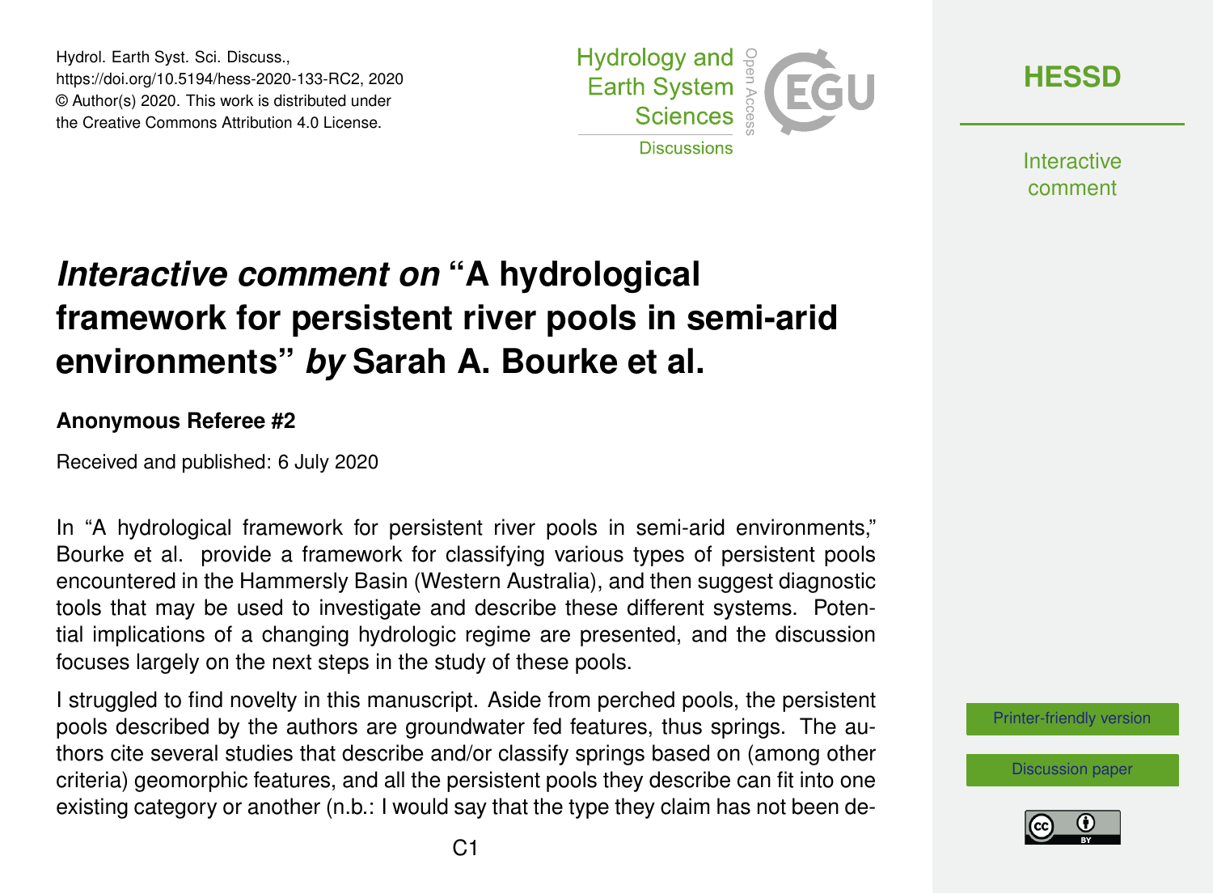Hydrol. Earth Syst. Sci. Discuss.,
https://doi.org/10.5194/hess-2020-133-RC2, 2020
© Author(s) 2020. This work is distributed under the Creative Commons Attribution 4.0 License.

# *Interactive comment on* "A hydrological framework for persistent river pools in semi-arid environments" *by* Sarah A. Bourke et al.

**Anonymous Referee #2**

Received and published: 6 July 2020

In "A hydrological framework for persistent river pools in semi-arid environments," Bourke et al. provide a framework for classifying various types of persistent pools encountered in the Hammersly Basin (Western Australia), and then suggest diagnostic tools that may be used to investigate and describe these different systems. Potential implications of a changing hydrologic regime are presented, and the discussion focuses largely on the next steps in the study of these pools.

I struggled to find novelty in this manuscript. Aside from perched pools, the persistent pools described by the authors are groundwater fed features, thus springs. The authors cite several studies that describe and/or classify springs based on (among other criteria) geomorphic features, and all the persistent pools they describe can fit into one existing category or another (n.b.: I would say that the type they claim has not been de-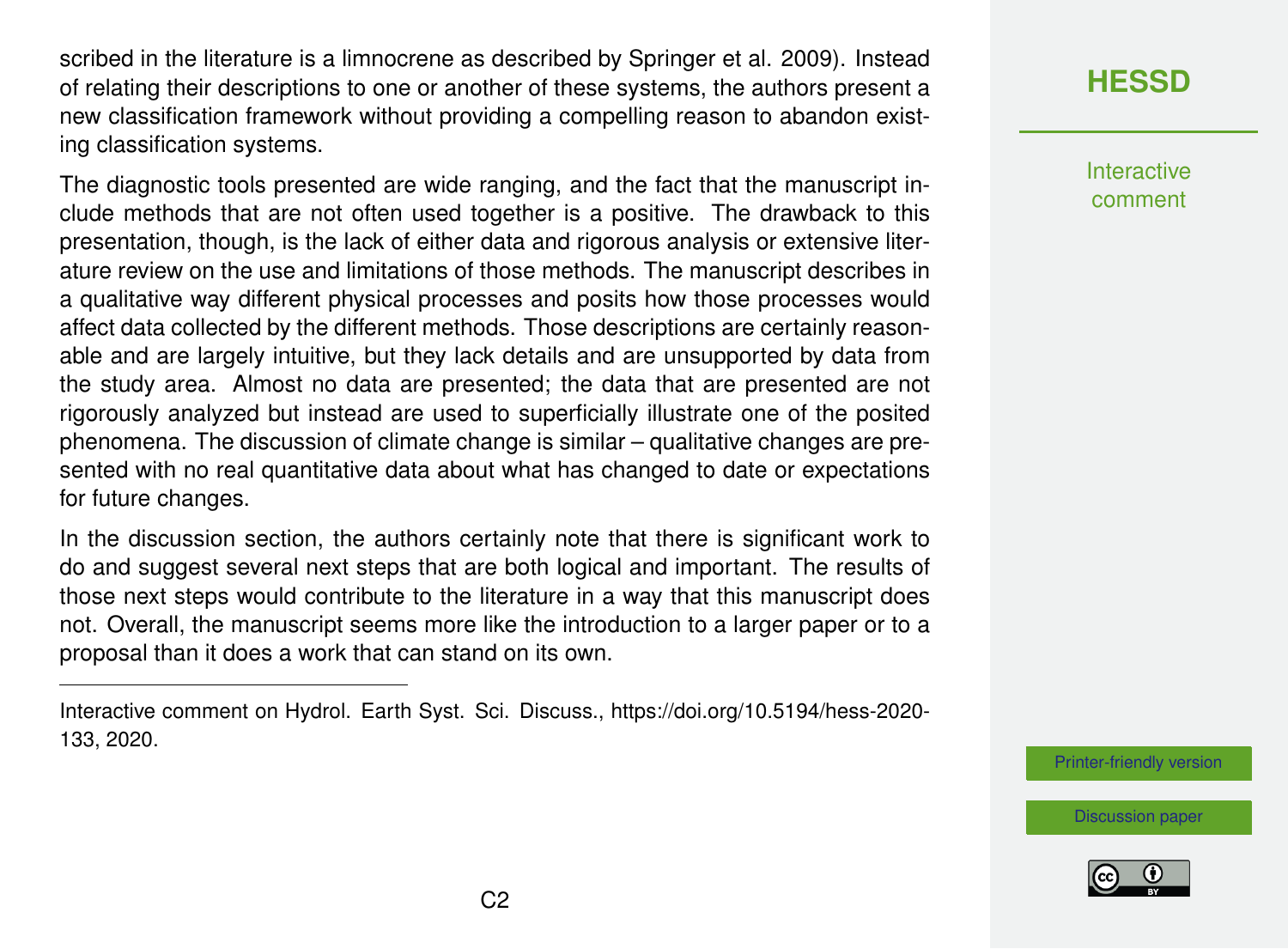scribed in the literature is a limnocrene as described by Springer et al. 2009). Instead of relating their descriptions to one or another of these systems, the authors present a new classification framework without providing a compelling reason to abandon existing classification systems.

The diagnostic tools presented are wide ranging, and the fact that the manuscript include methods that are not often used together is a positive. The drawback to this presentation, though, is the lack of either data and rigorous analysis or extensive literature review on the use and limitations of those methods. The manuscript describes in a qualitative way different physical processes and posits how those processes would affect data collected by the different methods. Those descriptions are certainly reasonable and are largely intuitive, but they lack details and are unsupported by data from the study area. Almost no data are presented; the data that are presented are not rigorously analyzed but instead are used to superficially illustrate one of the posited phenomena. The discussion of climate change is similar – qualitative changes are presented with no real quantitative data about what has changed to date or expectations for future changes.

In the discussion section, the authors certainly note that there is significant work to do and suggest several next steps that are both logical and important. The results of those next steps would contribute to the literature in a way that this manuscript does not. Overall, the manuscript seems more like the introduction to a larger paper or to a proposal than it does a work that can stand on its own.

---

Interactive comment on Hydrol. Earth Syst. Sci. Discuss., https://doi.org/10.5194/hess-2020-133, 2020.